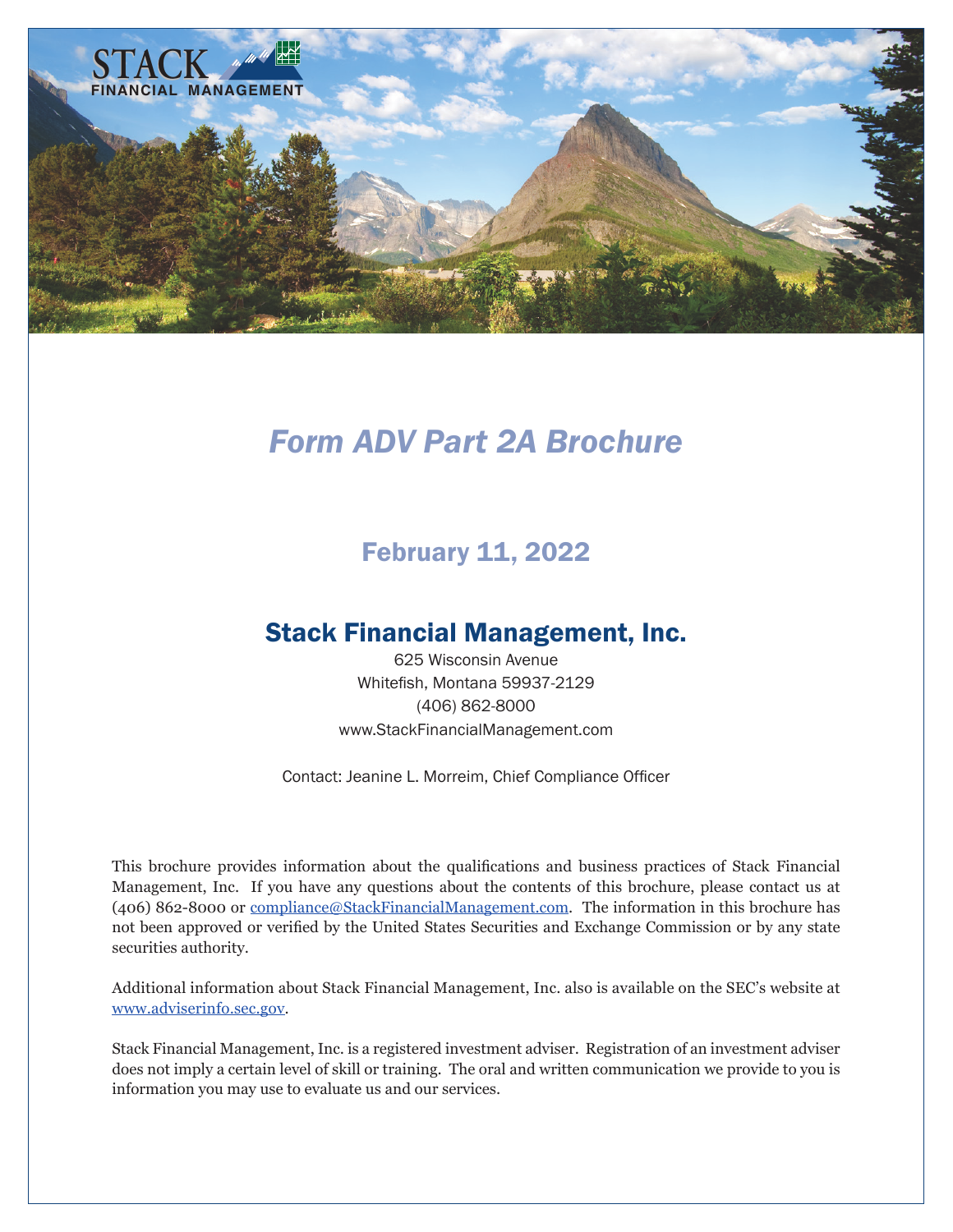# Form ADV Part 2A Brochure

## February 11, 2022

## Stack Financial Management, Inc.

625 Wisconsin Avenue
Whitefish, Montana 59937-2129
(406) 862-8000
www.StackFinancialManagement.com

Contact: Jeanine L. Morreim, Chief Compliance Officer

This brochure provides information about the qualifications and business practices of Stack Financial Management, Inc. If you have any questions about the contents of this brochure, please contact us at (406) 862-8000 or compliance@StackFinancialManagement.com. The information in this brochure has not been approved or verified by the United States Securities and Exchange Commission or by any state securities authority.

Additional information about Stack Financial Management, Inc. also is available on the SEC's website at www.adviserinfo.sec.gov.

Stack Financial Management, Inc. is a registered investment adviser. Registration of an investment adviser does not imply a certain level of skill or training. The oral and written communication we provide to you is information you may use to evaluate us and our services.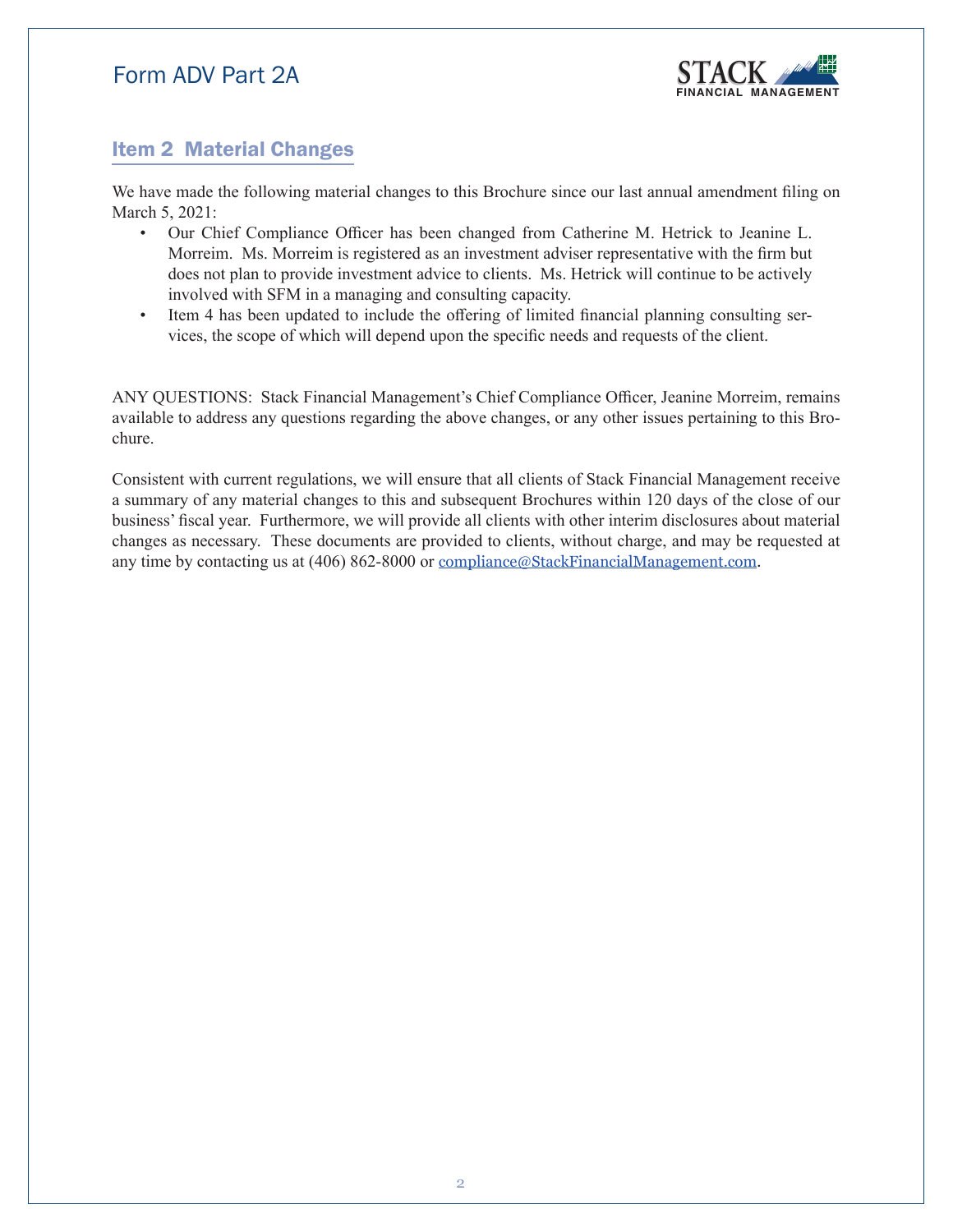## Item 2 Material Changes

We have made the following material changes to this Brochure since our last annual amendment filing on March 5, 2021:

- Our Chief Compliance Officer has been changed from Catherine M. Hetrick to Jeanine L. Morreim. Ms. Morreim is registered as an investment adviser representative with the firm but does not plan to provide investment advice to clients. Ms. Hetrick will continue to be actively involved with SFM in a managing and consulting capacity.
- Item 4 has been updated to include the offering of limited financial planning consulting services, the scope of which will depend upon the specific needs and requests of the client.

ANY QUESTIONS: Stack Financial Management's Chief Compliance Officer, Jeanine Morreim, remains available to address any questions regarding the above changes, or any other issues pertaining to this Brochure.

Consistent with current regulations, we will ensure that all clients of Stack Financial Management receive a summary of any material changes to this and subsequent Brochures within 120 days of the close of our business' fiscal year. Furthermore, we will provide all clients with other interim disclosures about material changes as necessary. These documents are provided to clients, without charge, and may be requested at any time by contacting us at (406) 862-8000 or compliance@StackFinancialManagement.com.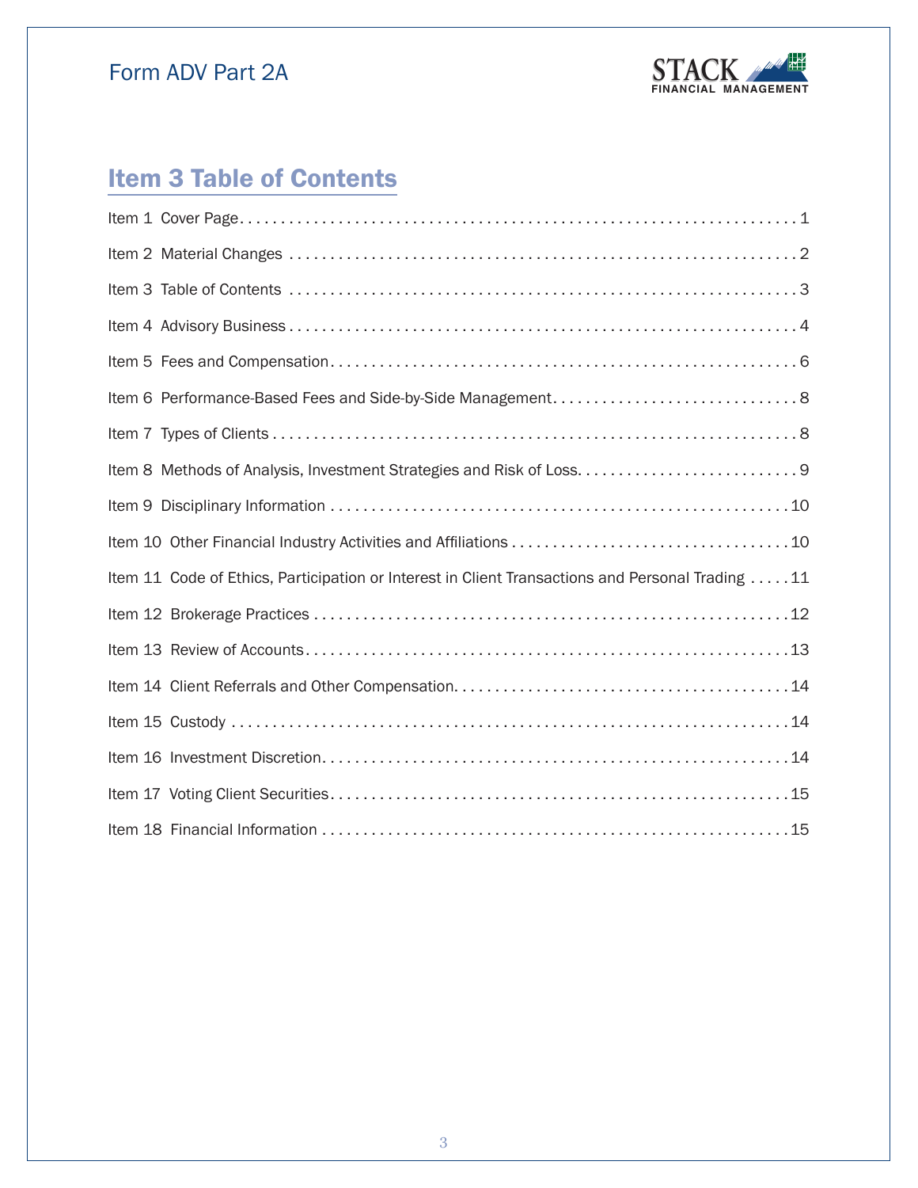# Item 3 Table of Contents

Item 1 Cover Page . . . . . . . . . . 1

Item 2 Material Changes . . . . . . . . . . 2

Item 3 Table of Contents . . . . . . . . . . 3

Item 4 Advisory Business . . . . . . . . . . 4

Item 5 Fees and Compensation . . . . . . . . . . 6

Item 6 Performance-Based Fees and Side-by-Side Management . . . . . . . . . . 8

Item 7 Types of Clients . . . . . . . . . . 8

Item 8 Methods of Analysis, Investment Strategies and Risk of Loss . . . . . . . . . . 9

Item 9 Disciplinary Information . . . . . . . . . . 10

Item 10 Other Financial Industry Activities and Affiliations . . . . . . . . . . 10

Item 11 Code of Ethics, Participation or Interest in Client Transactions and Personal Trading . . . . . 11

Item 12 Brokerage Practices . . . . . . . . . . 12

Item 13 Review of Accounts . . . . . . . . . . 13

Item 14 Client Referrals and Other Compensation . . . . . . . . . . 14

Item 15 Custody . . . . . . . . . . 14

Item 16 Investment Discretion . . . . . . . . . . 14

Item 17 Voting Client Securities . . . . . . . . . . 15

Item 18 Financial Information . . . . . . . . . . 15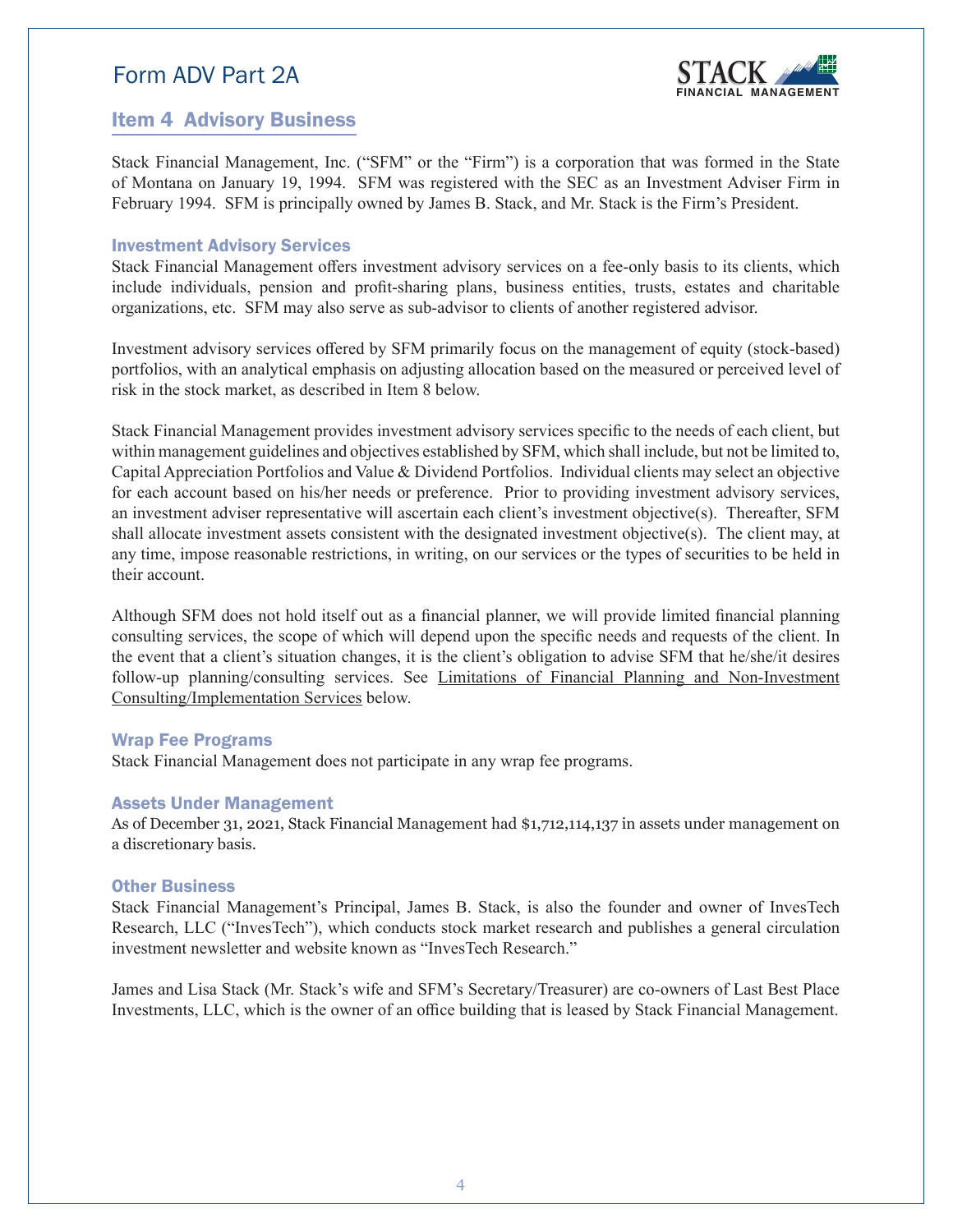## Item 4 Advisory Business

Stack Financial Management, Inc. ("SFM" or the "Firm") is a corporation that was formed in the State of Montana on January 19, 1994. SFM was registered with the SEC as an Investment Adviser Firm in February 1994. SFM is principally owned by James B. Stack, and Mr. Stack is the Firm's President.

### Investment Advisory Services

Stack Financial Management offers investment advisory services on a fee-only basis to its clients, which include individuals, pension and profit-sharing plans, business entities, trusts, estates and charitable organizations, etc. SFM may also serve as sub-advisor to clients of another registered advisor.

Investment advisory services offered by SFM primarily focus on the management of equity (stock-based) portfolios, with an analytical emphasis on adjusting allocation based on the measured or perceived level of risk in the stock market, as described in Item 8 below.

Stack Financial Management provides investment advisory services specific to the needs of each client, but within management guidelines and objectives established by SFM, which shall include, but not be limited to, Capital Appreciation Portfolios and Value & Dividend Portfolios. Individual clients may select an objective for each account based on his/her needs or preference. Prior to providing investment advisory services, an investment adviser representative will ascertain each client's investment objective(s). Thereafter, SFM shall allocate investment assets consistent with the designated investment objective(s). The client may, at any time, impose reasonable restrictions, in writing, on our services or the types of securities to be held in their account.

Although SFM does not hold itself out as a financial planner, we will provide limited financial planning consulting services, the scope of which will depend upon the specific needs and requests of the client. In the event that a client's situation changes, it is the client's obligation to advise SFM that he/she/it desires follow-up planning/consulting services. See Limitations of Financial Planning and Non-Investment Consulting/Implementation Services below.

### Wrap Fee Programs

Stack Financial Management does not participate in any wrap fee programs.

### Assets Under Management

As of December 31, 2021, Stack Financial Management had $1,712,114,137 in assets under management on a discretionary basis.

### Other Business

Stack Financial Management's Principal, James B. Stack, is also the founder and owner of InvesTech Research, LLC ("InvesTech"), which conducts stock market research and publishes a general circulation investment newsletter and website known as "InvesTech Research."

James and Lisa Stack (Mr. Stack's wife and SFM's Secretary/Treasurer) are co-owners of Last Best Place Investments, LLC, which is the owner of an office building that is leased by Stack Financial Management.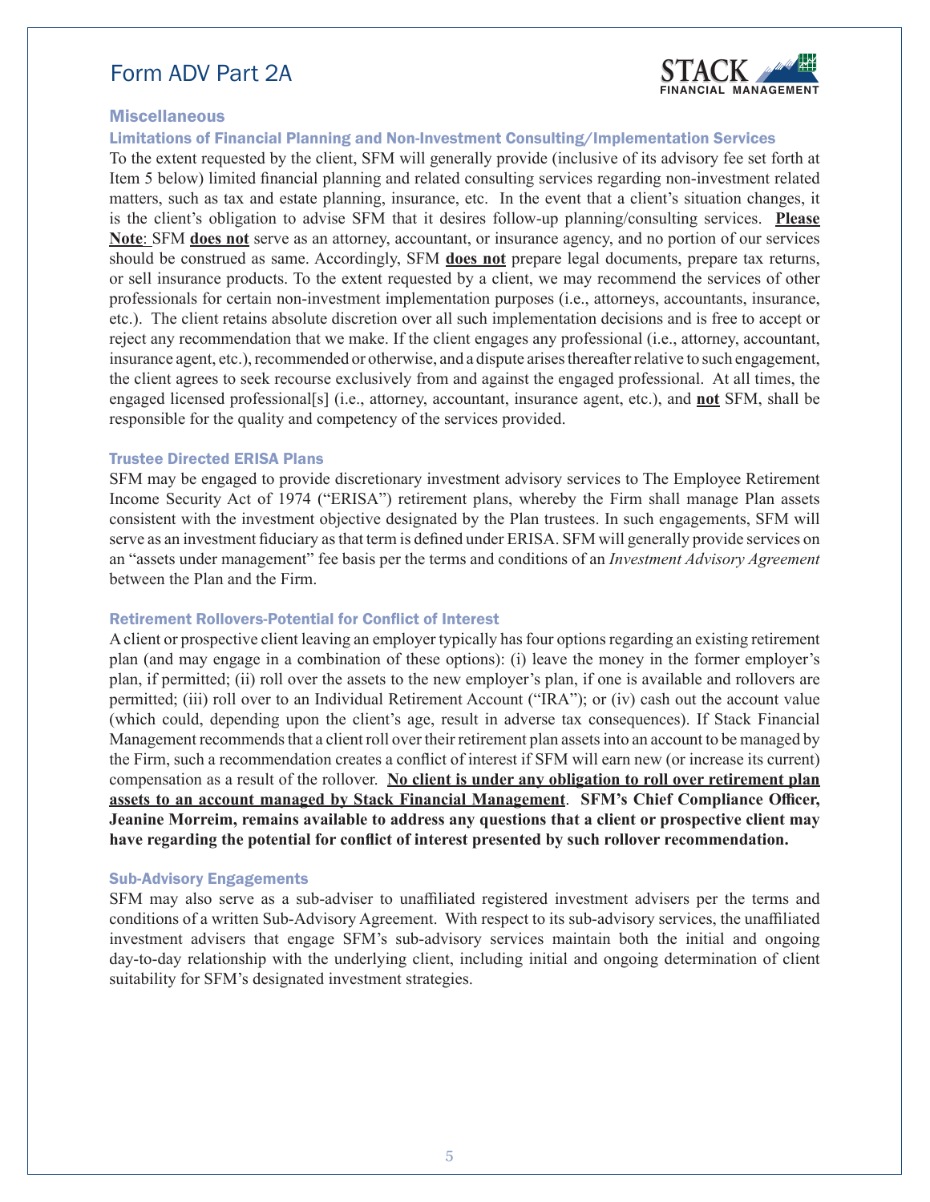## Miscellaneous

### Limitations of Financial Planning and Non-Investment Consulting/Implementation Services

To the extent requested by the client, SFM will generally provide (inclusive of its advisory fee set forth at Item 5 below) limited financial planning and related consulting services regarding non-investment related matters, such as tax and estate planning, insurance, etc. In the event that a client's situation changes, it is the client's obligation to advise SFM that it desires follow-up planning/consulting services. **Please Note**: SFM **does not** serve as an attorney, accountant, or insurance agency, and no portion of our services should be construed as same. Accordingly, SFM **does not** prepare legal documents, prepare tax returns, or sell insurance products. To the extent requested by a client, we may recommend the services of other professionals for certain non-investment implementation purposes (i.e., attorneys, accountants, insurance, etc.). The client retains absolute discretion over all such implementation decisions and is free to accept or reject any recommendation that we make. If the client engages any professional (i.e., attorney, accountant, insurance agent, etc.), recommended or otherwise, and a dispute arises thereafter relative to such engagement, the client agrees to seek recourse exclusively from and against the engaged professional. At all times, the engaged licensed professional[s] (i.e., attorney, accountant, insurance agent, etc.), and **not** SFM, shall be responsible for the quality and competency of the services provided.

### Trustee Directed ERISA Plans

SFM may be engaged to provide discretionary investment advisory services to The Employee Retirement Income Security Act of 1974 ("ERISA") retirement plans, whereby the Firm shall manage Plan assets consistent with the investment objective designated by the Plan trustees. In such engagements, SFM will serve as an investment fiduciary as that term is defined under ERISA. SFM will generally provide services on an "assets under management" fee basis per the terms and conditions of an *Investment Advisory Agreement* between the Plan and the Firm.

### Retirement Rollovers-Potential for Conflict of Interest

A client or prospective client leaving an employer typically has four options regarding an existing retirement plan (and may engage in a combination of these options): (i) leave the money in the former employer's plan, if permitted; (ii) roll over the assets to the new employer's plan, if one is available and rollovers are permitted; (iii) roll over to an Individual Retirement Account ("IRA"); or (iv) cash out the account value (which could, depending upon the client's age, result in adverse tax consequences). If Stack Financial Management recommends that a client roll over their retirement plan assets into an account to be managed by the Firm, such a recommendation creates a conflict of interest if SFM will earn new (or increase its current) compensation as a result of the rollover. **No client is under any obligation to roll over retirement plan assets to an account managed by Stack Financial Management**. **SFM's Chief Compliance Officer, Jeanine Morreim, remains available to address any questions that a client or prospective client may have regarding the potential for conflict of interest presented by such rollover recommendation.**

### Sub-Advisory Engagements

SFM may also serve as a sub-adviser to unaffiliated registered investment advisers per the terms and conditions of a written Sub-Advisory Agreement. With respect to its sub-advisory services, the unaffiliated investment advisers that engage SFM's sub-advisory services maintain both the initial and ongoing day-to-day relationship with the underlying client, including initial and ongoing determination of client suitability for SFM's designated investment strategies.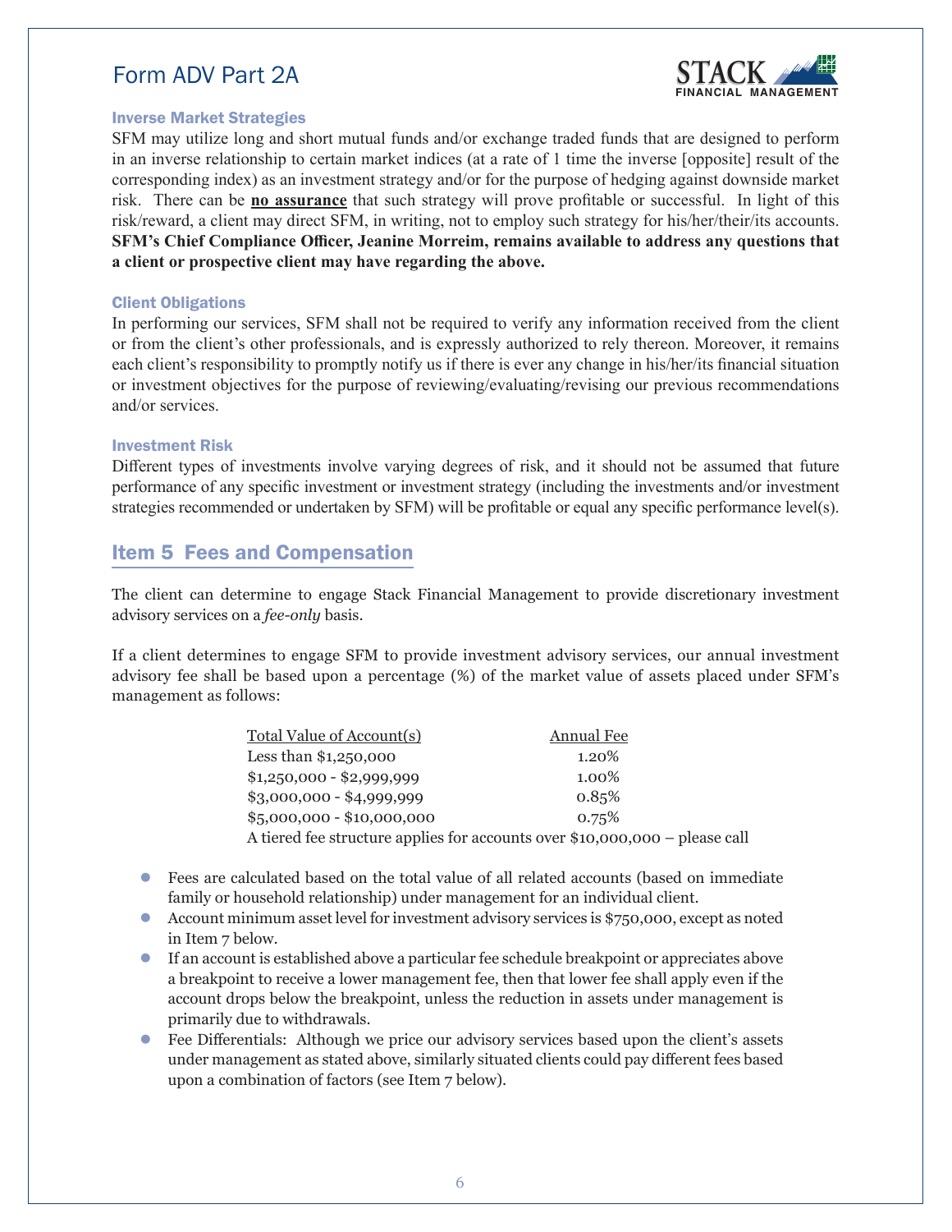### Inverse Market Strategies

SFM may utilize long and short mutual funds and/or exchange traded funds that are designed to perform in an inverse relationship to certain market indices (at a rate of 1 time the inverse [opposite] result of the corresponding index) as an investment strategy and/or for the purpose of hedging against downside market risk. There can be **no assurance** that such strategy will prove profitable or successful. In light of this risk/reward, a client may direct SFM, in writing, not to employ such strategy for his/her/their/its accounts. **SFM's Chief Compliance Officer, Jeanine Morreim, remains available to address any questions that a client or prospective client may have regarding the above.**

### Client Obligations

In performing our services, SFM shall not be required to verify any information received from the client or from the client's other professionals, and is expressly authorized to rely thereon. Moreover, it remains each client's responsibility to promptly notify us if there is ever any change in his/her/its financial situation or investment objectives for the purpose of reviewing/evaluating/revising our previous recommendations and/or services.

### Investment Risk

Different types of investments involve varying degrees of risk, and it should not be assumed that future performance of any specific investment or investment strategy (including the investments and/or investment strategies recommended or undertaken by SFM) will be profitable or equal any specific performance level(s).

## Item 5 Fees and Compensation

The client can determine to engage Stack Financial Management to provide discretionary investment advisory services on a *fee-only* basis.

If a client determines to engage SFM to provide investment advisory services, our annual investment advisory fee shall be based upon a percentage (%) of the market value of assets placed under SFM's management as follows:

| Total Value of Account(s) | Annual Fee |
|---|---|
| Less than $1,250,000 | 1.20% |
| $1,250,000 - $2,999,999 | 1.00% |
| $3,000,000 - $4,999,999 | 0.85% |
| $5,000,000 - $10,000,000 | 0.75% |

A tiered fee structure applies for accounts over $10,000,000 – please call

- Fees are calculated based on the total value of all related accounts (based on immediate family or household relationship) under management for an individual client.
- Account minimum asset level for investment advisory services is $750,000, except as noted in Item 7 below.
- If an account is established above a particular fee schedule breakpoint or appreciates above a breakpoint to receive a lower management fee, then that lower fee shall apply even if the account drops below the breakpoint, unless the reduction in assets under management is primarily due to withdrawals.
- Fee Differentials: Although we price our advisory services based upon the client's assets under management as stated above, similarly situated clients could pay different fees based upon a combination of factors (see Item 7 below).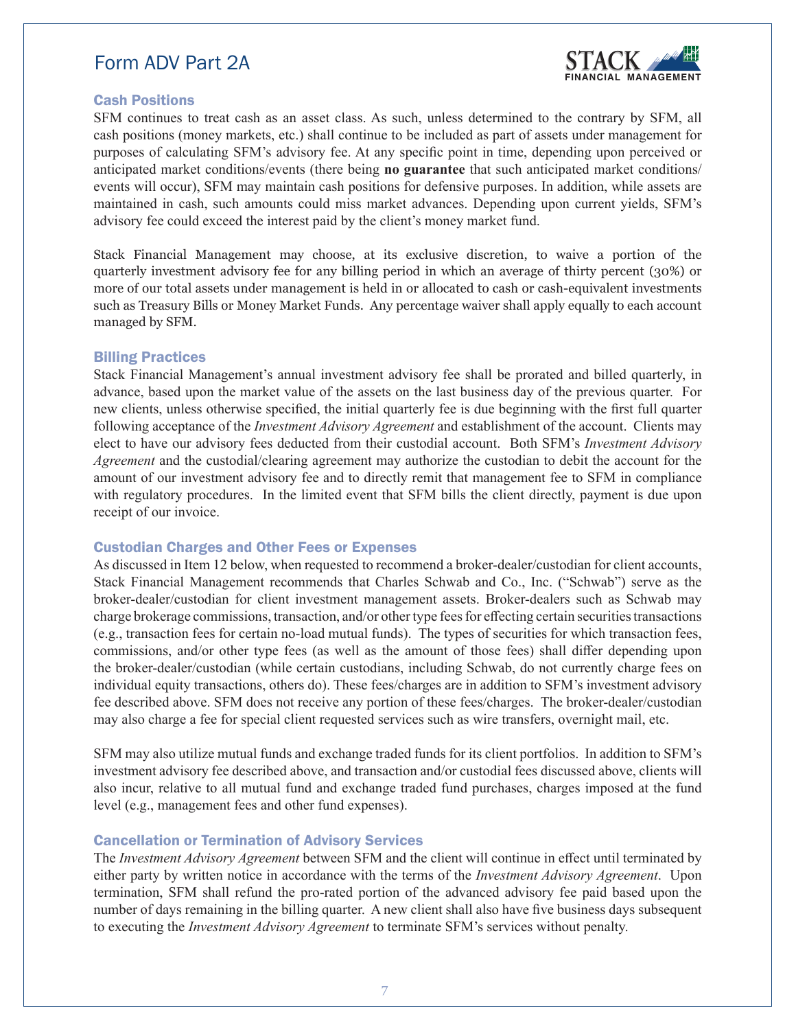## Cash Positions

SFM continues to treat cash as an asset class. As such, unless determined to the contrary by SFM, all cash positions (money markets, etc.) shall continue to be included as part of assets under management for purposes of calculating SFM's advisory fee. At any specific point in time, depending upon perceived or anticipated market conditions/events (there being **no guarantee** that such anticipated market conditions/ events will occur), SFM may maintain cash positions for defensive purposes. In addition, while assets are maintained in cash, such amounts could miss market advances. Depending upon current yields, SFM's advisory fee could exceed the interest paid by the client's money market fund.

Stack Financial Management may choose, at its exclusive discretion, to waive a portion of the quarterly investment advisory fee for any billing period in which an average of thirty percent (30%) or more of our total assets under management is held in or allocated to cash or cash-equivalent investments such as Treasury Bills or Money Market Funds. Any percentage waiver shall apply equally to each account managed by SFM.

## Billing Practices

Stack Financial Management's annual investment advisory fee shall be prorated and billed quarterly, in advance, based upon the market value of the assets on the last business day of the previous quarter. For new clients, unless otherwise specified, the initial quarterly fee is due beginning with the first full quarter following acceptance of the *Investment Advisory Agreement* and establishment of the account. Clients may elect to have our advisory fees deducted from their custodial account. Both SFM's *Investment Advisory Agreement* and the custodial/clearing agreement may authorize the custodian to debit the account for the amount of our investment advisory fee and to directly remit that management fee to SFM in compliance with regulatory procedures. In the limited event that SFM bills the client directly, payment is due upon receipt of our invoice.

## Custodian Charges and Other Fees or Expenses

As discussed in Item 12 below, when requested to recommend a broker-dealer/custodian for client accounts, Stack Financial Management recommends that Charles Schwab and Co., Inc. ("Schwab") serve as the broker-dealer/custodian for client investment management assets. Broker-dealers such as Schwab may charge brokerage commissions, transaction, and/or other type fees for effecting certain securities transactions (e.g., transaction fees for certain no-load mutual funds). The types of securities for which transaction fees, commissions, and/or other type fees (as well as the amount of those fees) shall differ depending upon the broker-dealer/custodian (while certain custodians, including Schwab, do not currently charge fees on individual equity transactions, others do). These fees/charges are in addition to SFM's investment advisory fee described above. SFM does not receive any portion of these fees/charges. The broker-dealer/custodian may also charge a fee for special client requested services such as wire transfers, overnight mail, etc.

SFM may also utilize mutual funds and exchange traded funds for its client portfolios. In addition to SFM's investment advisory fee described above, and transaction and/or custodial fees discussed above, clients will also incur, relative to all mutual fund and exchange traded fund purchases, charges imposed at the fund level (e.g., management fees and other fund expenses).

## Cancellation or Termination of Advisory Services

The *Investment Advisory Agreement* between SFM and the client will continue in effect until terminated by either party by written notice in accordance with the terms of the *Investment Advisory Agreement*. Upon termination, SFM shall refund the pro-rated portion of the advanced advisory fee paid based upon the number of days remaining in the billing quarter. A new client shall also have five business days subsequent to executing the *Investment Advisory Agreement* to terminate SFM's services without penalty.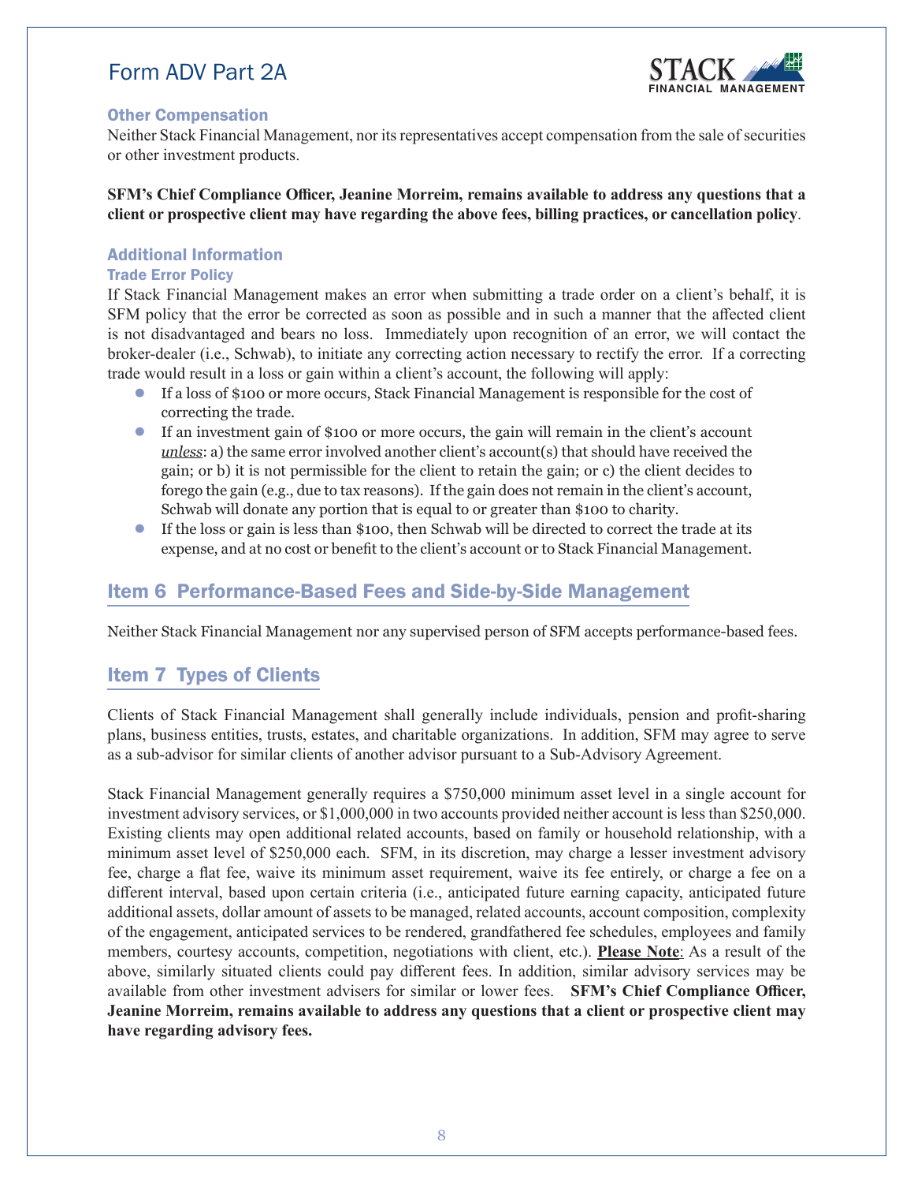### Other Compensation

Neither Stack Financial Management, nor its representatives accept compensation from the sale of securities or other investment products.

**SFM's Chief Compliance Officer, Jeanine Morreim, remains available to address any questions that a client or prospective client may have regarding the above fees, billing practices, or cancellation policy**.

### Additional Information

#### Trade Error Policy

If Stack Financial Management makes an error when submitting a trade order on a client's behalf, it is SFM policy that the error be corrected as soon as possible and in such a manner that the affected client is not disadvantaged and bears no loss. Immediately upon recognition of an error, we will contact the broker-dealer (i.e., Schwab), to initiate any correcting action necessary to rectify the error. If a correcting trade would result in a loss or gain within a client's account, the following will apply:

- If a loss of $100 or more occurs, Stack Financial Management is responsible for the cost of correcting the trade.
- If an investment gain of $100 or more occurs, the gain will remain in the client's account *unless*: a) the same error involved another client's account(s) that should have received the gain; or b) it is not permissible for the client to retain the gain; or c) the client decides to forego the gain (e.g., due to tax reasons). If the gain does not remain in the client's account, Schwab will donate any portion that is equal to or greater than $100 to charity.
- If the loss or gain is less than $100, then Schwab will be directed to correct the trade at its expense, and at no cost or benefit to the client's account or to Stack Financial Management.

## Item 6 Performance-Based Fees and Side-by-Side Management

Neither Stack Financial Management nor any supervised person of SFM accepts performance-based fees.

## Item 7 Types of Clients

Clients of Stack Financial Management shall generally include individuals, pension and profit-sharing plans, business entities, trusts, estates, and charitable organizations. In addition, SFM may agree to serve as a sub-advisor for similar clients of another advisor pursuant to a Sub-Advisory Agreement.

Stack Financial Management generally requires a $750,000 minimum asset level in a single account for investment advisory services, or $1,000,000 in two accounts provided neither account is less than $250,000. Existing clients may open additional related accounts, based on family or household relationship, with a minimum asset level of $250,000 each. SFM, in its discretion, may charge a lesser investment advisory fee, charge a flat fee, waive its minimum asset requirement, waive its fee entirely, or charge a fee on a different interval, based upon certain criteria (i.e., anticipated future earning capacity, anticipated future additional assets, dollar amount of assets to be managed, related accounts, account composition, complexity of the engagement, anticipated services to be rendered, grandfathered fee schedules, employees and family members, courtesy accounts, competition, negotiations with client, etc.). **Please Note**: As a result of the above, similarly situated clients could pay different fees. In addition, similar advisory services may be available from other investment advisers for similar or lower fees. **SFM's Chief Compliance Officer, Jeanine Morreim, remains available to address any questions that a client or prospective client may have regarding advisory fees.**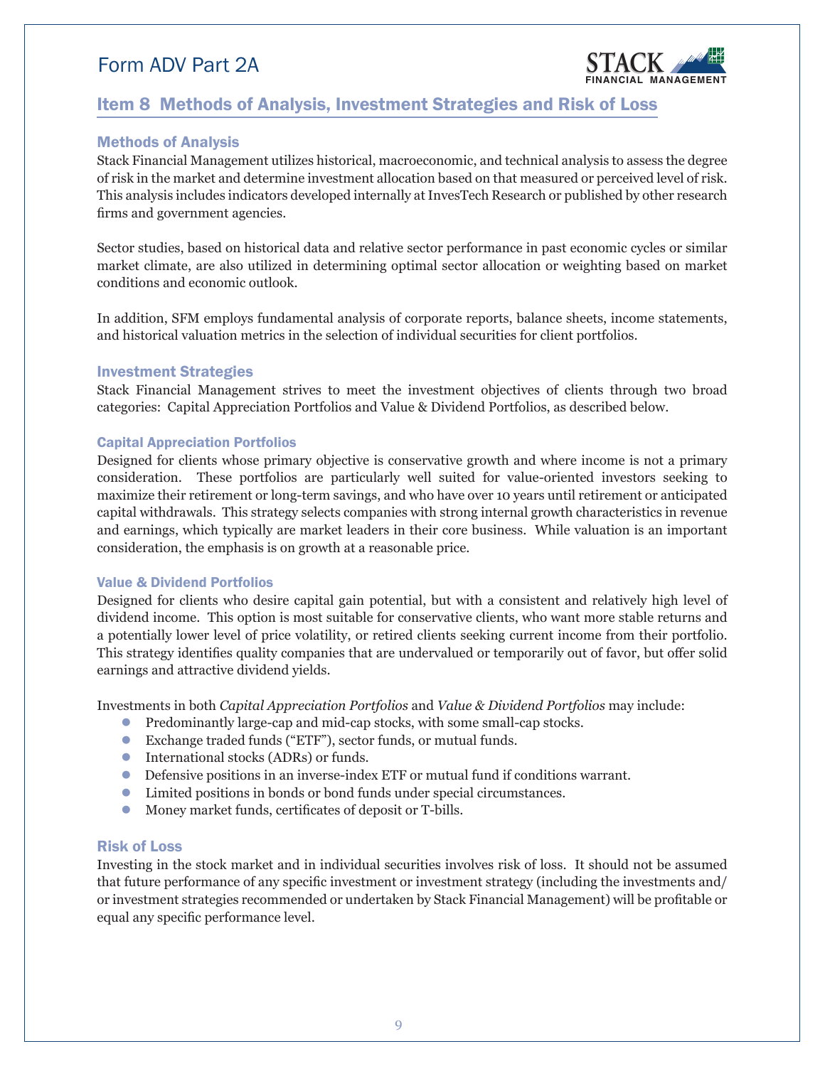## Item 8 Methods of Analysis, Investment Strategies and Risk of Loss

### Methods of Analysis

Stack Financial Management utilizes historical, macroeconomic, and technical analysis to assess the degree of risk in the market and determine investment allocation based on that measured or perceived level of risk. This analysis includes indicators developed internally at InvesTech Research or published by other research firms and government agencies.

Sector studies, based on historical data and relative sector performance in past economic cycles or similar market climate, are also utilized in determining optimal sector allocation or weighting based on market conditions and economic outlook.

In addition, SFM employs fundamental analysis of corporate reports, balance sheets, income statements, and historical valuation metrics in the selection of individual securities for client portfolios.

### Investment Strategies

Stack Financial Management strives to meet the investment objectives of clients through two broad categories: Capital Appreciation Portfolios and Value & Dividend Portfolios, as described below.

#### Capital Appreciation Portfolios

Designed for clients whose primary objective is conservative growth and where income is not a primary consideration. These portfolios are particularly well suited for value-oriented investors seeking to maximize their retirement or long-term savings, and who have over 10 years until retirement or anticipated capital withdrawals. This strategy selects companies with strong internal growth characteristics in revenue and earnings, which typically are market leaders in their core business. While valuation is an important consideration, the emphasis is on growth at a reasonable price.

#### Value & Dividend Portfolios

Designed for clients who desire capital gain potential, but with a consistent and relatively high level of dividend income. This option is most suitable for conservative clients, who want more stable returns and a potentially lower level of price volatility, or retired clients seeking current income from their portfolio. This strategy identifies quality companies that are undervalued or temporarily out of favor, but offer solid earnings and attractive dividend yields.

Investments in both *Capital Appreciation Portfolios* and *Value & Dividend Portfolios* may include:

- Predominantly large-cap and mid-cap stocks, with some small-cap stocks.
- Exchange traded funds ("ETF"), sector funds, or mutual funds.
- International stocks (ADRs) or funds.
- Defensive positions in an inverse-index ETF or mutual fund if conditions warrant.
- Limited positions in bonds or bond funds under special circumstances.
- Money market funds, certificates of deposit or T-bills.

### Risk of Loss

Investing in the stock market and in individual securities involves risk of loss. It should not be assumed that future performance of any specific investment or investment strategy (including the investments and/or investment strategies recommended or undertaken by Stack Financial Management) will be profitable or equal any specific performance level.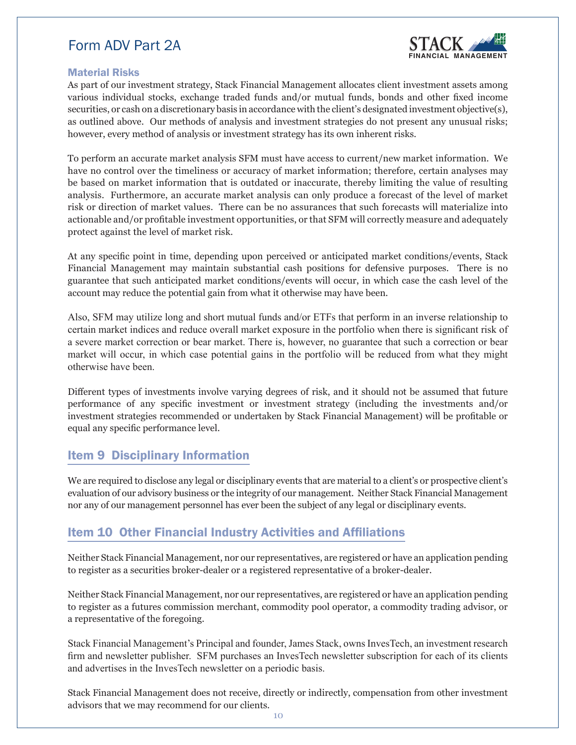### Material Risks

As part of our investment strategy, Stack Financial Management allocates client investment assets among various individual stocks, exchange traded funds and/or mutual funds, bonds and other fixed income securities, or cash on a discretionary basis in accordance with the client's designated investment objective(s), as outlined above. Our methods of analysis and investment strategies do not present any unusual risks; however, every method of analysis or investment strategy has its own inherent risks.

To perform an accurate market analysis SFM must have access to current/new market information. We have no control over the timeliness or accuracy of market information; therefore, certain analyses may be based on market information that is outdated or inaccurate, thereby limiting the value of resulting analysis. Furthermore, an accurate market analysis can only produce a forecast of the level of market risk or direction of market values. There can be no assurances that such forecasts will materialize into actionable and/or profitable investment opportunities, or that SFM will correctly measure and adequately protect against the level of market risk.

At any specific point in time, depending upon perceived or anticipated market conditions/events, Stack Financial Management may maintain substantial cash positions for defensive purposes. There is no guarantee that such anticipated market conditions/events will occur, in which case the cash level of the account may reduce the potential gain from what it otherwise may have been.

Also, SFM may utilize long and short mutual funds and/or ETFs that perform in an inverse relationship to certain market indices and reduce overall market exposure in the portfolio when there is significant risk of a severe market correction or bear market. There is, however, no guarantee that such a correction or bear market will occur, in which case potential gains in the portfolio will be reduced from what they might otherwise have been.

Different types of investments involve varying degrees of risk, and it should not be assumed that future performance of any specific investment or investment strategy (including the investments and/or investment strategies recommended or undertaken by Stack Financial Management) will be profitable or equal any specific performance level.

## Item 9 Disciplinary Information

We are required to disclose any legal or disciplinary events that are material to a client's or prospective client's evaluation of our advisory business or the integrity of our management. Neither Stack Financial Management nor any of our management personnel has ever been the subject of any legal or disciplinary events.

## Item 10 Other Financial Industry Activities and Affiliations

Neither Stack Financial Management, nor our representatives, are registered or have an application pending to register as a securities broker-dealer or a registered representative of a broker-dealer.

Neither Stack Financial Management, nor our representatives, are registered or have an application pending to register as a futures commission merchant, commodity pool operator, a commodity trading advisor, or a representative of the foregoing.

Stack Financial Management's Principal and founder, James Stack, owns InvesTech, an investment research firm and newsletter publisher. SFM purchases an InvesTech newsletter subscription for each of its clients and advertises in the InvesTech newsletter on a periodic basis.

Stack Financial Management does not receive, directly or indirectly, compensation from other investment advisors that we may recommend for our clients.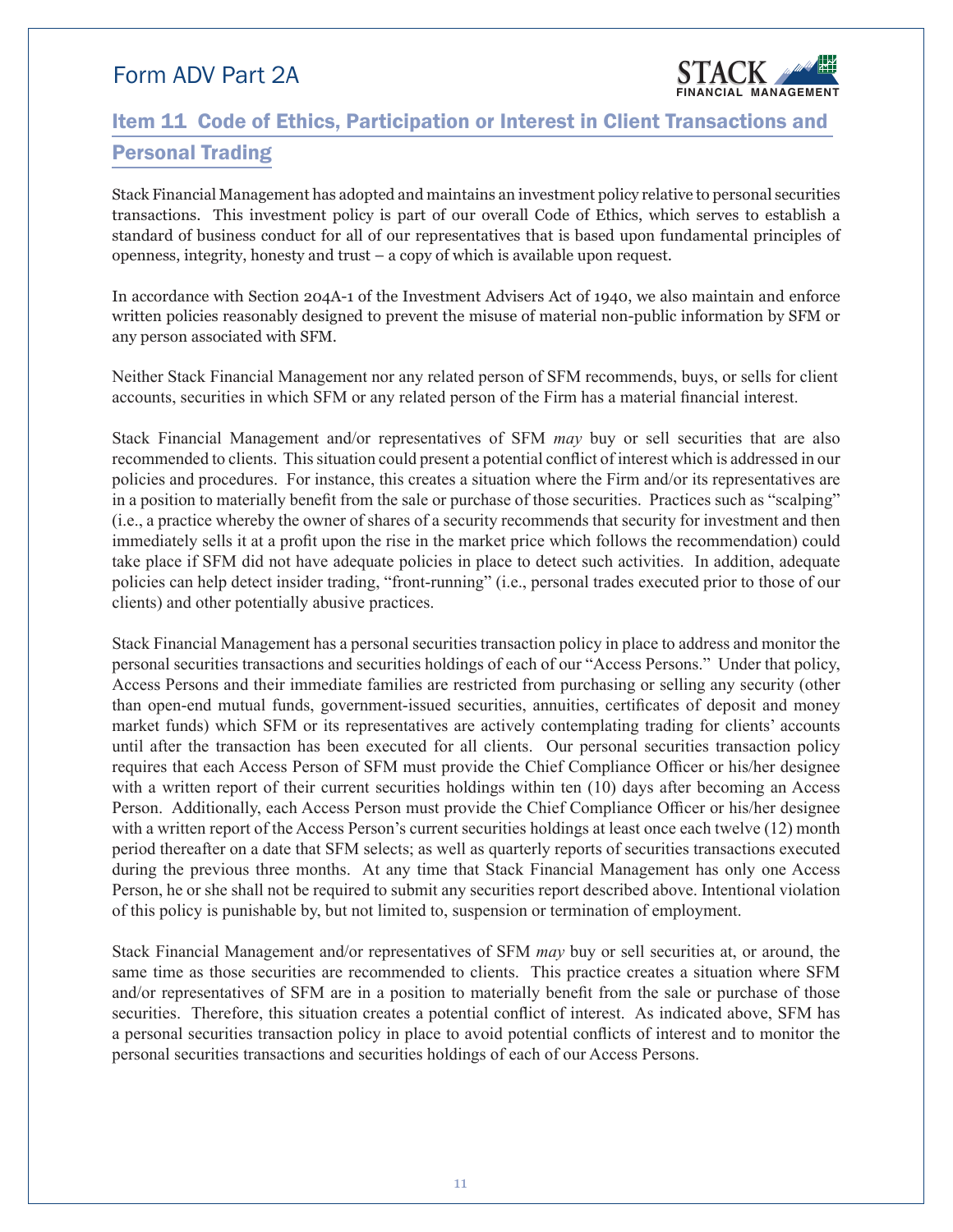## Item 11 Code of Ethics, Participation or Interest in Client Transactions and Personal Trading

Stack Financial Management has adopted and maintains an investment policy relative to personal securities transactions. This investment policy is part of our overall Code of Ethics, which serves to establish a standard of business conduct for all of our representatives that is based upon fundamental principles of openness, integrity, honesty and trust – a copy of which is available upon request.

In accordance with Section 204A-1 of the Investment Advisers Act of 1940, we also maintain and enforce written policies reasonably designed to prevent the misuse of material non-public information by SFM or any person associated with SFM.

Neither Stack Financial Management nor any related person of SFM recommends, buys, or sells for client accounts, securities in which SFM or any related person of the Firm has a material financial interest.

Stack Financial Management and/or representatives of SFM *may* buy or sell securities that are also recommended to clients. This situation could present a potential conflict of interest which is addressed in our policies and procedures. For instance, this creates a situation where the Firm and/or its representatives are in a position to materially benefit from the sale or purchase of those securities. Practices such as "scalping" (i.e., a practice whereby the owner of shares of a security recommends that security for investment and then immediately sells it at a profit upon the rise in the market price which follows the recommendation) could take place if SFM did not have adequate policies in place to detect such activities. In addition, adequate policies can help detect insider trading, "front-running" (i.e., personal trades executed prior to those of our clients) and other potentially abusive practices.

Stack Financial Management has a personal securities transaction policy in place to address and monitor the personal securities transactions and securities holdings of each of our "Access Persons." Under that policy, Access Persons and their immediate families are restricted from purchasing or selling any security (other than open-end mutual funds, government-issued securities, annuities, certificates of deposit and money market funds) which SFM or its representatives are actively contemplating trading for clients' accounts until after the transaction has been executed for all clients. Our personal securities transaction policy requires that each Access Person of SFM must provide the Chief Compliance Officer or his/her designee with a written report of their current securities holdings within ten (10) days after becoming an Access Person. Additionally, each Access Person must provide the Chief Compliance Officer or his/her designee with a written report of the Access Person's current securities holdings at least once each twelve (12) month period thereafter on a date that SFM selects; as well as quarterly reports of securities transactions executed during the previous three months. At any time that Stack Financial Management has only one Access Person, he or she shall not be required to submit any securities report described above. Intentional violation of this policy is punishable by, but not limited to, suspension or termination of employment.

Stack Financial Management and/or representatives of SFM *may* buy or sell securities at, or around, the same time as those securities are recommended to clients. This practice creates a situation where SFM and/or representatives of SFM are in a position to materially benefit from the sale or purchase of those securities. Therefore, this situation creates a potential conflict of interest. As indicated above, SFM has a personal securities transaction policy in place to avoid potential conflicts of interest and to monitor the personal securities transactions and securities holdings of each of our Access Persons.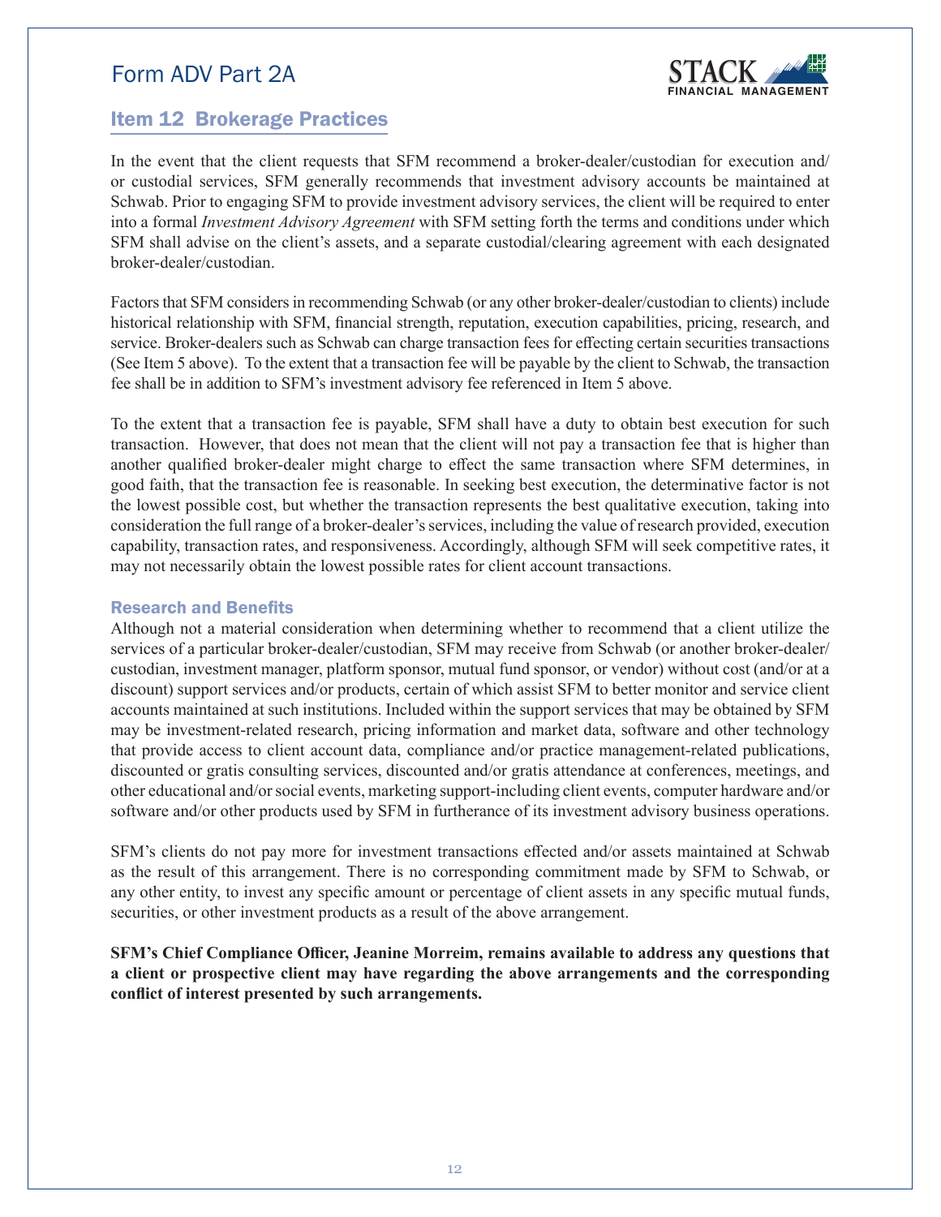## Item 12 Brokerage Practices

In the event that the client requests that SFM recommend a broker-dealer/custodian for execution and/or custodial services, SFM generally recommends that investment advisory accounts be maintained at Schwab. Prior to engaging SFM to provide investment advisory services, the client will be required to enter into a formal *Investment Advisory Agreement* with SFM setting forth the terms and conditions under which SFM shall advise on the client's assets, and a separate custodial/clearing agreement with each designated broker-dealer/custodian.

Factors that SFM considers in recommending Schwab (or any other broker-dealer/custodian to clients) include historical relationship with SFM, financial strength, reputation, execution capabilities, pricing, research, and service. Broker-dealers such as Schwab can charge transaction fees for effecting certain securities transactions (See Item 5 above). To the extent that a transaction fee will be payable by the client to Schwab, the transaction fee shall be in addition to SFM's investment advisory fee referenced in Item 5 above.

To the extent that a transaction fee is payable, SFM shall have a duty to obtain best execution for such transaction. However, that does not mean that the client will not pay a transaction fee that is higher than another qualified broker-dealer might charge to effect the same transaction where SFM determines, in good faith, that the transaction fee is reasonable. In seeking best execution, the determinative factor is not the lowest possible cost, but whether the transaction represents the best qualitative execution, taking into consideration the full range of a broker-dealer's services, including the value of research provided, execution capability, transaction rates, and responsiveness. Accordingly, although SFM will seek competitive rates, it may not necessarily obtain the lowest possible rates for client account transactions.

### Research and Benefits

Although not a material consideration when determining whether to recommend that a client utilize the services of a particular broker-dealer/custodian, SFM may receive from Schwab (or another broker-dealer/custodian, investment manager, platform sponsor, mutual fund sponsor, or vendor) without cost (and/or at a discount) support services and/or products, certain of which assist SFM to better monitor and service client accounts maintained at such institutions. Included within the support services that may be obtained by SFM may be investment-related research, pricing information and market data, software and other technology that provide access to client account data, compliance and/or practice management-related publications, discounted or gratis consulting services, discounted and/or gratis attendance at conferences, meetings, and other educational and/or social events, marketing support-including client events, computer hardware and/or software and/or other products used by SFM in furtherance of its investment advisory business operations.

SFM's clients do not pay more for investment transactions effected and/or assets maintained at Schwab as the result of this arrangement. There is no corresponding commitment made by SFM to Schwab, or any other entity, to invest any specific amount or percentage of client assets in any specific mutual funds, securities, or other investment products as a result of the above arrangement.

**SFM's Chief Compliance Officer, Jeanine Morreim, remains available to address any questions that a client or prospective client may have regarding the above arrangements and the corresponding conflict of interest presented by such arrangements.**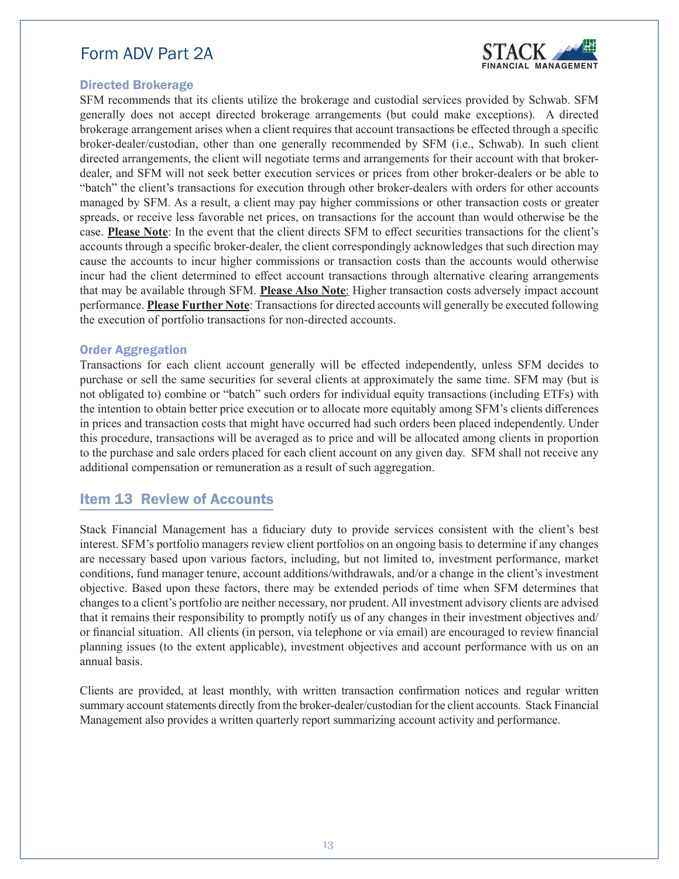### Directed Brokerage

SFM recommends that its clients utilize the brokerage and custodial services provided by Schwab. SFM generally does not accept directed brokerage arrangements (but could make exceptions). A directed brokerage arrangement arises when a client requires that account transactions be effected through a specific broker-dealer/custodian, other than one generally recommended by SFM (i.e., Schwab). In such client directed arrangements, the client will negotiate terms and arrangements for their account with that broker-dealer, and SFM will not seek better execution services or prices from other broker-dealers or be able to "batch" the client's transactions for execution through other broker-dealers with orders for other accounts managed by SFM. As a result, a client may pay higher commissions or other transaction costs or greater spreads, or receive less favorable net prices, on transactions for the account than would otherwise be the case. **Please Note**: In the event that the client directs SFM to effect securities transactions for the client's accounts through a specific broker-dealer, the client correspondingly acknowledges that such direction may cause the accounts to incur higher commissions or transaction costs than the accounts would otherwise incur had the client determined to effect account transactions through alternative clearing arrangements that may be available through SFM. **Please Also Note**: Higher transaction costs adversely impact account performance. **Please Further Note**: Transactions for directed accounts will generally be executed following the execution of portfolio transactions for non-directed accounts.

### Order Aggregation

Transactions for each client account generally will be effected independently, unless SFM decides to purchase or sell the same securities for several clients at approximately the same time. SFM may (but is not obligated to) combine or "batch" such orders for individual equity transactions (including ETFs) with the intention to obtain better price execution or to allocate more equitably among SFM's clients differences in prices and transaction costs that might have occurred had such orders been placed independently. Under this procedure, transactions will be averaged as to price and will be allocated among clients in proportion to the purchase and sale orders placed for each client account on any given day. SFM shall not receive any additional compensation or remuneration as a result of such aggregation.

## Item 13 Review of Accounts

Stack Financial Management has a fiduciary duty to provide services consistent with the client's best interest. SFM's portfolio managers review client portfolios on an ongoing basis to determine if any changes are necessary based upon various factors, including, but not limited to, investment performance, market conditions, fund manager tenure, account additions/withdrawals, and/or a change in the client's investment objective. Based upon these factors, there may be extended periods of time when SFM determines that changes to a client's portfolio are neither necessary, nor prudent. All investment advisory clients are advised that it remains their responsibility to promptly notify us of any changes in their investment objectives and/or financial situation. All clients (in person, via telephone or via email) are encouraged to review financial planning issues (to the extent applicable), investment objectives and account performance with us on an annual basis.

Clients are provided, at least monthly, with written transaction confirmation notices and regular written summary account statements directly from the broker-dealer/custodian for the client accounts. Stack Financial Management also provides a written quarterly report summarizing account activity and performance.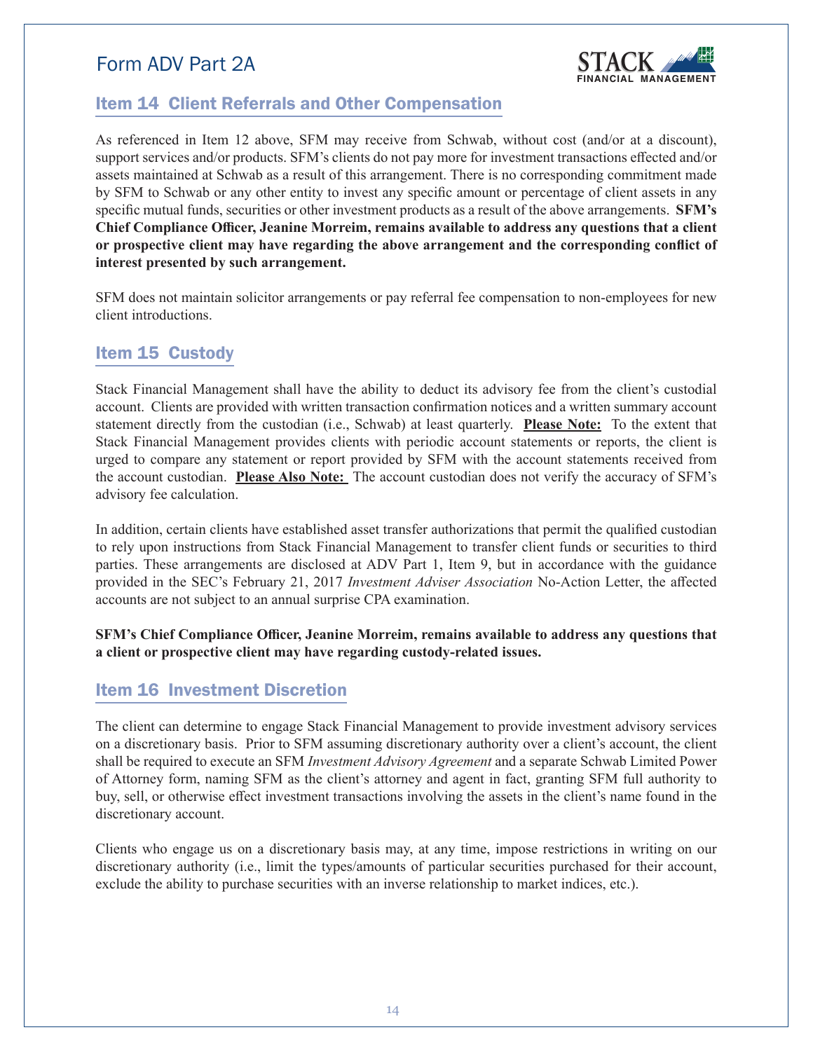## Item 14 Client Referrals and Other Compensation

As referenced in Item 12 above, SFM may receive from Schwab, without cost (and/or at a discount), support services and/or products. SFM's clients do not pay more for investment transactions effected and/or assets maintained at Schwab as a result of this arrangement. There is no corresponding commitment made by SFM to Schwab or any other entity to invest any specific amount or percentage of client assets in any specific mutual funds, securities or other investment products as a result of the above arrangements. **SFM's Chief Compliance Officer, Jeanine Morreim, remains available to address any questions that a client or prospective client may have regarding the above arrangement and the corresponding conflict of interest presented by such arrangement.**

SFM does not maintain solicitor arrangements or pay referral fee compensation to non-employees for new client introductions.

## Item 15 Custody

Stack Financial Management shall have the ability to deduct its advisory fee from the client's custodial account. Clients are provided with written transaction confirmation notices and a written summary account statement directly from the custodian (i.e., Schwab) at least quarterly. **Please Note:** To the extent that Stack Financial Management provides clients with periodic account statements or reports, the client is urged to compare any statement or report provided by SFM with the account statements received from the account custodian. **Please Also Note:** The account custodian does not verify the accuracy of SFM's advisory fee calculation.

In addition, certain clients have established asset transfer authorizations that permit the qualified custodian to rely upon instructions from Stack Financial Management to transfer client funds or securities to third parties. These arrangements are disclosed at ADV Part 1, Item 9, but in accordance with the guidance provided in the SEC's February 21, 2017 *Investment Adviser Association* No-Action Letter, the affected accounts are not subject to an annual surprise CPA examination.

**SFM's Chief Compliance Officer, Jeanine Morreim, remains available to address any questions that a client or prospective client may have regarding custody-related issues.**

## Item 16 Investment Discretion

The client can determine to engage Stack Financial Management to provide investment advisory services on a discretionary basis. Prior to SFM assuming discretionary authority over a client's account, the client shall be required to execute an SFM *Investment Advisory Agreement* and a separate Schwab Limited Power of Attorney form, naming SFM as the client's attorney and agent in fact, granting SFM full authority to buy, sell, or otherwise effect investment transactions involving the assets in the client's name found in the discretionary account.

Clients who engage us on a discretionary basis may, at any time, impose restrictions in writing on our discretionary authority (i.e., limit the types/amounts of particular securities purchased for their account, exclude the ability to purchase securities with an inverse relationship to market indices, etc.).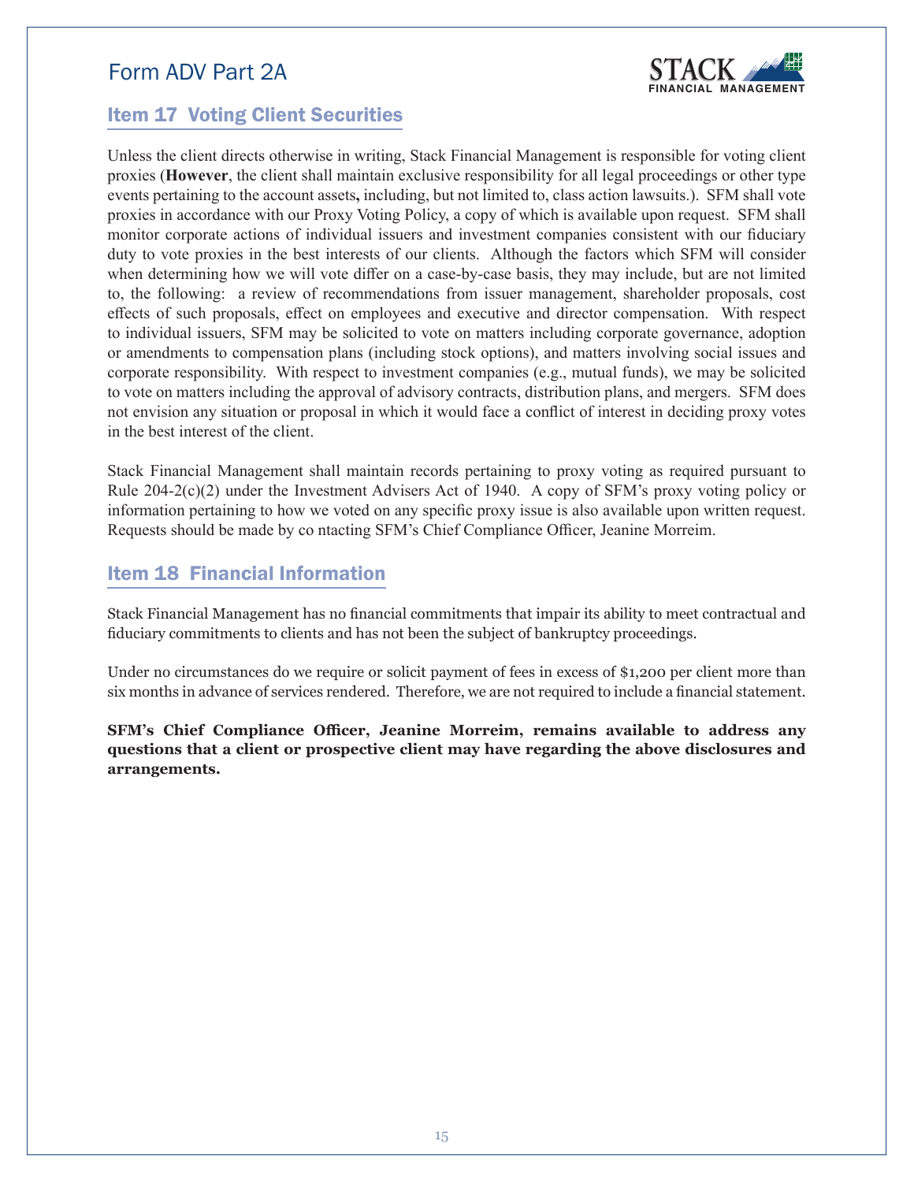## Item 17 Voting Client Securities

Unless the client directs otherwise in writing, Stack Financial Management is responsible for voting client proxies (**However**, the client shall maintain exclusive responsibility for all legal proceedings or other type events pertaining to the account assets**,** including, but not limited to, class action lawsuits.). SFM shall vote proxies in accordance with our Proxy Voting Policy, a copy of which is available upon request. SFM shall monitor corporate actions of individual issuers and investment companies consistent with our fiduciary duty to vote proxies in the best interests of our clients. Although the factors which SFM will consider when determining how we will vote differ on a case-by-case basis, they may include, but are not limited to, the following: a review of recommendations from issuer management, shareholder proposals, cost effects of such proposals, effect on employees and executive and director compensation. With respect to individual issuers, SFM may be solicited to vote on matters including corporate governance, adoption or amendments to compensation plans (including stock options), and matters involving social issues and corporate responsibility. With respect to investment companies (e.g., mutual funds), we may be solicited to vote on matters including the approval of advisory contracts, distribution plans, and mergers. SFM does not envision any situation or proposal in which it would face a conflict of interest in deciding proxy votes in the best interest of the client.

Stack Financial Management shall maintain records pertaining to proxy voting as required pursuant to Rule 204-2(c)(2) under the Investment Advisers Act of 1940. A copy of SFM's proxy voting policy or information pertaining to how we voted on any specific proxy issue is also available upon written request. Requests should be made by co ntacting SFM's Chief Compliance Officer, Jeanine Morreim.

## Item 18 Financial Information

Stack Financial Management has no financial commitments that impair its ability to meet contractual and fiduciary commitments to clients and has not been the subject of bankruptcy proceedings.

Under no circumstances do we require or solicit payment of fees in excess of $1,200 per client more than six months in advance of services rendered. Therefore, we are not required to include a financial statement.

**SFM's Chief Compliance Officer, Jeanine Morreim, remains available to address any questions that a client or prospective client may have regarding the above disclosures and arrangements.**